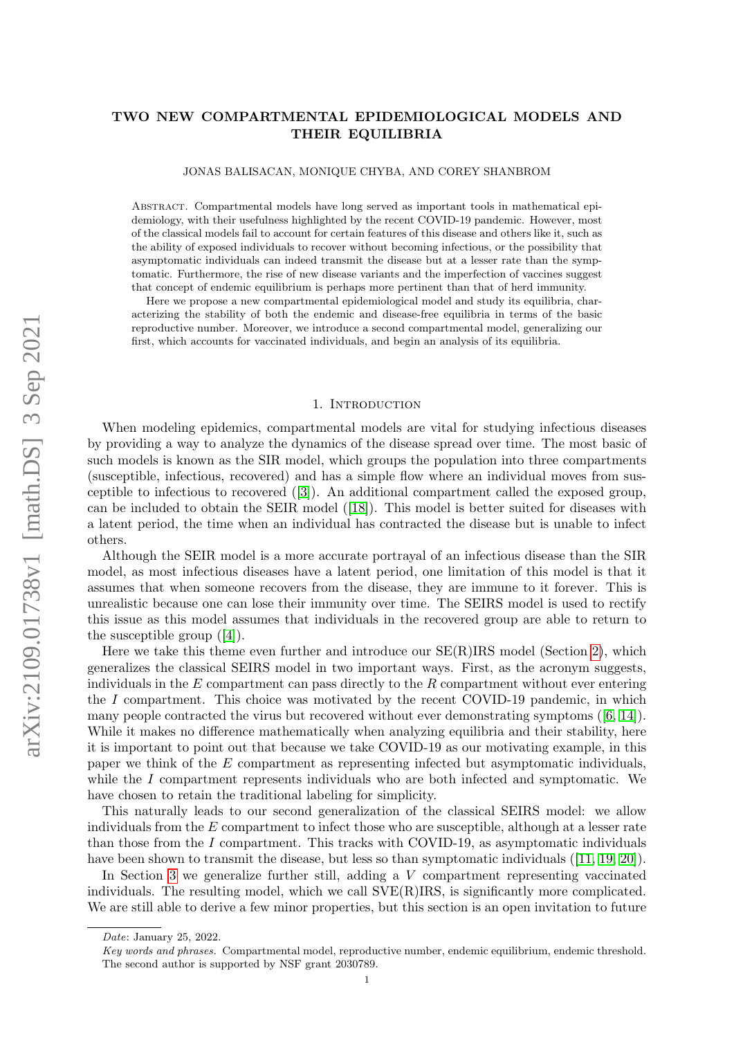# TWO NEW COMPARTMENTAL EPIDEMIOLOGICAL MODELS AND THEIR EQUILIBRIA

JONAS BALISACAN, MONIQUE CHYBA, AND COREY SHANBROM

Abstract. Compartmental models have long served as important tools in mathematical epidemiology, with their usefulness highlighted by the recent COVID-19 pandemic. However, most of the classical models fail to account for certain features of this disease and others like it, such as the ability of exposed individuals to recover without becoming infectious, or the possibility that asymptomatic individuals can indeed transmit the disease but at a lesser rate than the symptomatic. Furthermore, the rise of new disease variants and the imperfection of vaccines suggest that concept of endemic equilibrium is perhaps more pertinent than that of herd immunity.

Here we propose a new compartmental epidemiological model and study its equilibria, characterizing the stability of both the endemic and disease-free equilibria in terms of the basic reproductive number. Moreover, we introduce a second compartmental model, generalizing our first, which accounts for vaccinated individuals, and begin an analysis of its equilibria.

## 1. Introduction

When modeling epidemics, compartmental models are vital for studying infectious diseases by providing a way to analyze the dynamics of the disease spread over time. The most basic of such models is known as the SIR model, which groups the population into three compartments (susceptible, infectious, recovered) and has a simple flow where an individual moves from susceptible to infectious to recovered ([3]). An additional compartment called the exposed group, can be included to obtain the SEIR model ([18]). This model is better suited for diseases with a latent period, the time when an individual has contracted the disease but is unable to infect others.

Although the SEIR model is a more accurate portrayal of an infectious disease than the SIR model, as most infectious diseases have a latent period, one limitation of this model is that it assumes that when someone recovers from the disease, they are immune to it forever. This is unrealistic because one can lose their immunity over time. The SEIRS model is used to rectify this issue as this model assumes that individuals in the recovered group are able to return to the susceptible group ([4]).

Here we take this theme even further and introduce our SE(R)IRS model (Section 2), which generalizes the classical SEIRS model in two important ways. First, as the acronym suggests, individuals in the $E$ compartment can pass directly to the $R$ compartment without ever entering the $I$ compartment. This choice was motivated by the recent COVID-19 pandemic, in which many people contracted the virus but recovered without ever demonstrating symptoms ([6, 14]). While it makes no difference mathematically when analyzing equilibria and their stability, here it is important to point out that because we take COVID-19 as our motivating example, in this paper we think of the $E$ compartment as representing infected but asymptomatic individuals, while the $I$ compartment represents individuals who are both infected and symptomatic. We have chosen to retain the traditional labeling for simplicity.

This naturally leads to our second generalization of the classical SEIRS model: we allow individuals from the $E$ compartment to infect those who are susceptible, although at a lesser rate than those from the $I$ compartment. This tracks with COVID-19, as asymptomatic individuals have been shown to transmit the disease, but less so than symptomatic individuals ([11, 19, 20]).

In Section 3 we generalize further still, adding a $V$ compartment representing vaccinated individuals. The resulting model, which we call SVE(R)IRS, is significantly more complicated. We are still able to derive a few minor properties, but this section is an open invitation to future

*Date*: January 25, 2022.

*Key words and phrases.* Compartmental model, reproductive number, endemic equilibrium, endemic threshold.

The second author is supported by NSF grant 2030789.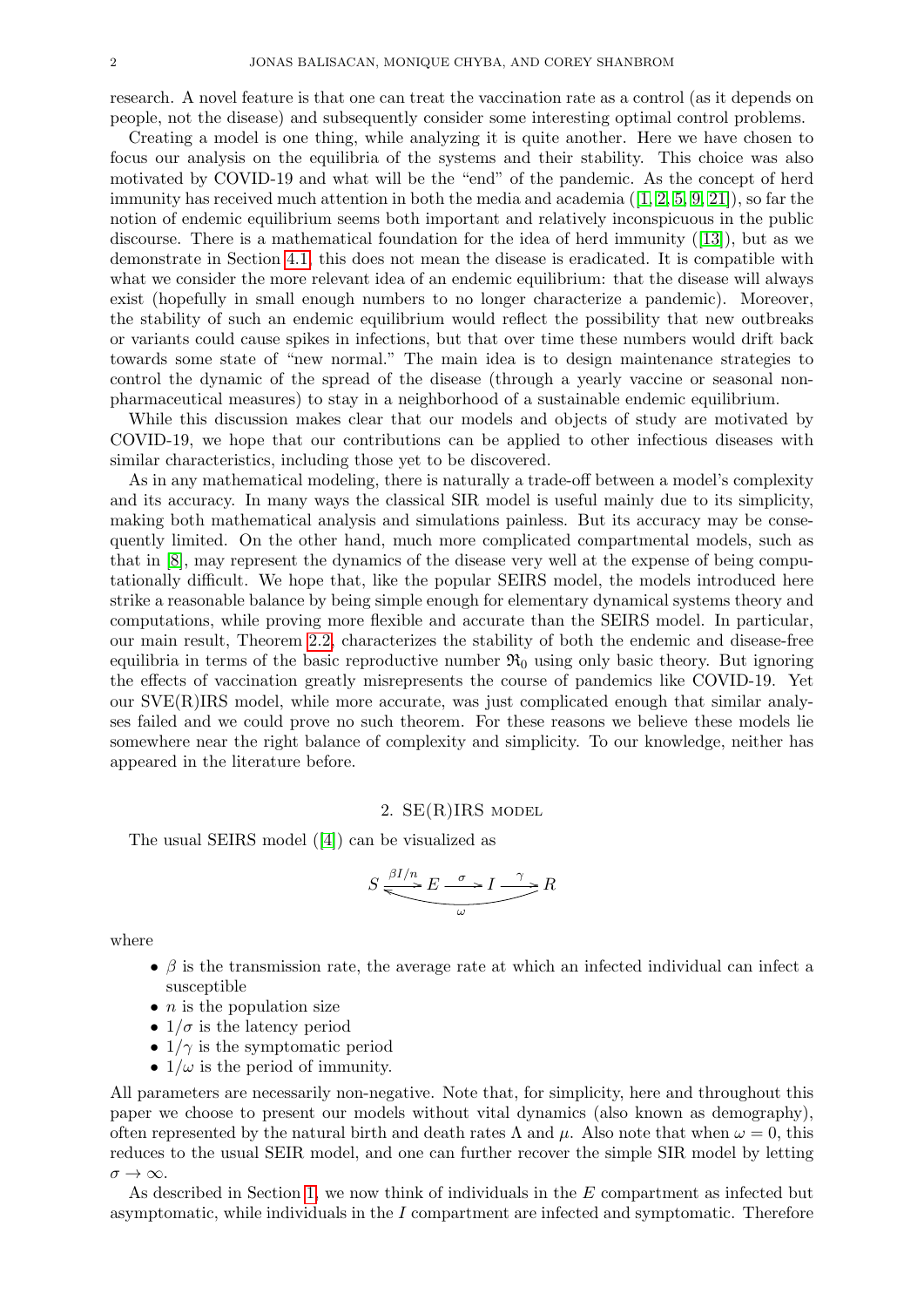research. A novel feature is that one can treat the vaccination rate as a control (as it depends on people, not the disease) and subsequently consider some interesting optimal control problems.

Creating a model is one thing, while analyzing it is quite another. Here we have chosen to focus our analysis on the equilibria of the systems and their stability. This choice was also motivated by COVID-19 and what will be the "end" of the pandemic. As the concept of herd immunity has received much attention in both the media and academia ([1, 2, 5, 9, 21]), so far the notion of endemic equilibrium seems both important and relatively inconspicuous in the public discourse. There is a mathematical foundation for the idea of herd immunity ([13]), but as we demonstrate in Section 4.1, this does not mean the disease is eradicated. It is compatible with what we consider the more relevant idea of an endemic equilibrium: that the disease will always exist (hopefully in small enough numbers to no longer characterize a pandemic). Moreover, the stability of such an endemic equilibrium would reflect the possibility that new outbreaks or variants could cause spikes in infections, but that over time these numbers would drift back towards some state of "new normal." The main idea is to design maintenance strategies to control the dynamic of the spread of the disease (through a yearly vaccine or seasonal non-pharmaceutical measures) to stay in a neighborhood of a sustainable endemic equilibrium.

While this discussion makes clear that our models and objects of study are motivated by COVID-19, we hope that our contributions can be applied to other infectious diseases with similar characteristics, including those yet to be discovered.

As in any mathematical modeling, there is naturally a trade-off between a model's complexity and its accuracy. In many ways the classical SIR model is useful mainly due to its simplicity, making both mathematical analysis and simulations painless. But its accuracy may be consequently limited. On the other hand, much more complicated compartmental models, such as that in [8], may represent the dynamics of the disease very well at the expense of being computationally difficult. We hope that, like the popular SEIRS model, the models introduced here strike a reasonable balance by being simple enough for elementary dynamical systems theory and computations, while proving more flexible and accurate than the SEIRS model. In particular, our main result, Theorem 2.2, characterizes the stability of both the endemic and disease-free equilibria in terms of the basic reproductive number $\mathfrak{R}_0$ using only basic theory. But ignoring the effects of vaccination greatly misrepresents the course of pandemics like COVID-19. Yet our SVE(R)IRS model, while more accurate, was just complicated enough that similar analyses failed and we could prove no such theorem. For these reasons we believe these models lie somewhere near the right balance of complexity and simplicity. To our knowledge, neither has appeared in the literature before.

## 2. SE(R)IRS model

The usual SEIRS model ([4]) can be visualized as

$$S \xrightarrow{\beta I/n} E \xrightarrow{\sigma} I \xrightarrow{\gamma} R, \qquad R \xrightarrow{\omega} S$$

where

- $\beta$ is the transmission rate, the average rate at which an infected individual can infect a susceptible
- $n$ is the population size
- $1/\sigma$ is the latency period
- $1/\gamma$ is the symptomatic period
- $1/\omega$ is the period of immunity.

All parameters are necessarily non-negative. Note that, for simplicity, here and throughout this paper we choose to present our models without vital dynamics (also known as demography), often represented by the natural birth and death rates $\Lambda$ and $\mu$. Also note that when $\omega = 0$, this reduces to the usual SEIR model, and one can further recover the simple SIR model by letting $\sigma \to \infty$.

As described in Section 1, we now think of individuals in the $E$ compartment as infected but asymptomatic, while individuals in the $I$ compartment are infected and symptomatic. Therefore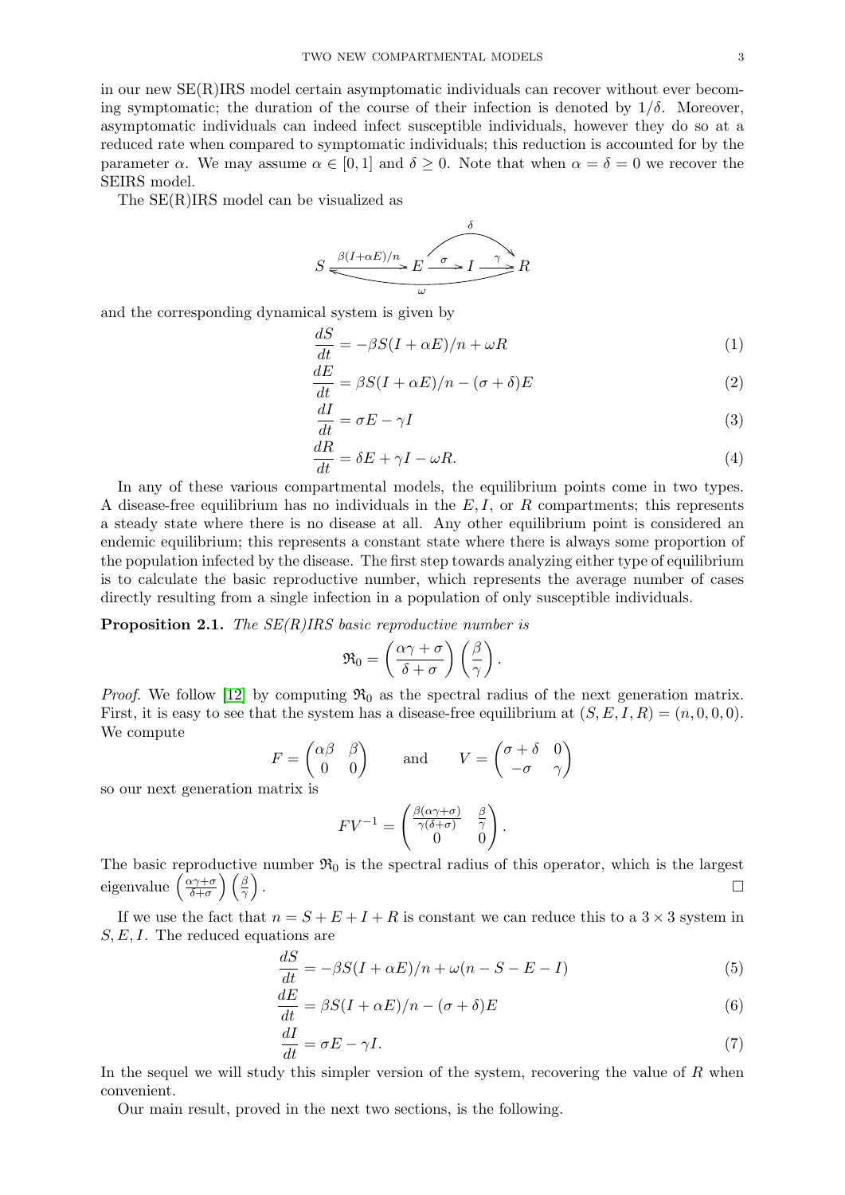in our new SE(R)IRS model certain asymptomatic individuals can recover without ever becoming symptomatic; the duration of the course of their infection is denoted by $1/\delta$. Moreover, asymptomatic individuals can indeed infect susceptible individuals, however they do so at a reduced rate when compared to symptomatic individuals; this reduction is accounted for by the parameter $\alpha$. We may assume $\alpha \in [0, 1]$ and $\delta \geq 0$. Note that when $\alpha = \delta = 0$ we recover the SEIRS model.

The SE(R)IRS model can be visualized as

$$S \xrightarrow{\beta(I+\alpha E)/n} E \xrightarrow{\sigma} I \xrightarrow{\gamma} R, \quad E \xrightarrow{\delta} R, \quad R \xrightarrow{\omega} S$$

and the corresponding dynamical system is given by

$$\frac{dS}{dt} = -\beta S(I + \alpha E)/n + \omega R \tag{1}$$

$$\frac{dE}{dt} = \beta S(I + \alpha E)/n - (\sigma + \delta)E \tag{2}$$

$$\frac{dI}{dt} = \sigma E - \gamma I \tag{3}$$

$$\frac{dR}{dt} = \delta E + \gamma I - \omega R. \tag{4}$$

In any of these various compartmental models, the equilibrium points come in two types. A disease-free equilibrium has no individuals in the $E, I,$ or $R$ compartments; this represents a steady state where there is no disease at all. Any other equilibrium point is considered an endemic equilibrium; this represents a constant state where there is always some proportion of the population infected by the disease. The first step towards analyzing either type of equilibrium is to calculate the basic reproductive number, which represents the average number of cases directly resulting from a single infection in a population of only susceptible individuals.

**Proposition 2.1.** *The SE(R)IRS basic reproductive number is*

$$\mathfrak{R}_0 = \left(\frac{\alpha\gamma + \sigma}{\delta + \sigma}\right)\left(\frac{\beta}{\gamma}\right).$$

*Proof.* We follow [12] by computing $\mathfrak{R}_0$ as the spectral radius of the next generation matrix. First, it is easy to see that the system has a disease-free equilibrium at $(S, E, I, R) = (n, 0, 0, 0)$. We compute

$$F = \begin{pmatrix} \alpha\beta & \beta \\ 0 & 0 \end{pmatrix} \qquad \text{and} \qquad V = \begin{pmatrix} \sigma + \delta & 0 \\ -\sigma & \gamma \end{pmatrix}$$

so our next generation matrix is

$$FV^{-1} = \begin{pmatrix} \frac{\beta(\alpha\gamma+\sigma)}{\gamma(\delta+\sigma)} & \frac{\beta}{\gamma} \\ 0 & 0 \end{pmatrix}.$$

The basic reproductive number $\mathfrak{R}_0$ is the spectral radius of this operator, which is the largest eigenvalue $\left(\frac{\alpha\gamma+\sigma}{\delta+\sigma}\right)\left(\frac{\beta}{\gamma}\right)$. □

If we use the fact that $n = S + E + I + R$ is constant we can reduce this to a $3 \times 3$ system in $S, E, I$. The reduced equations are

$$\frac{dS}{dt} = -\beta S(I + \alpha E)/n + \omega(n - S - E - I) \tag{5}$$

$$\frac{dE}{dt} = \beta S(I + \alpha E)/n - (\sigma + \delta)E \tag{6}$$

$$\frac{dI}{dt} = \sigma E - \gamma I. \tag{7}$$

In the sequel we will study this simpler version of the system, recovering the value of $R$ when convenient.

Our main result, proved in the next two sections, is the following.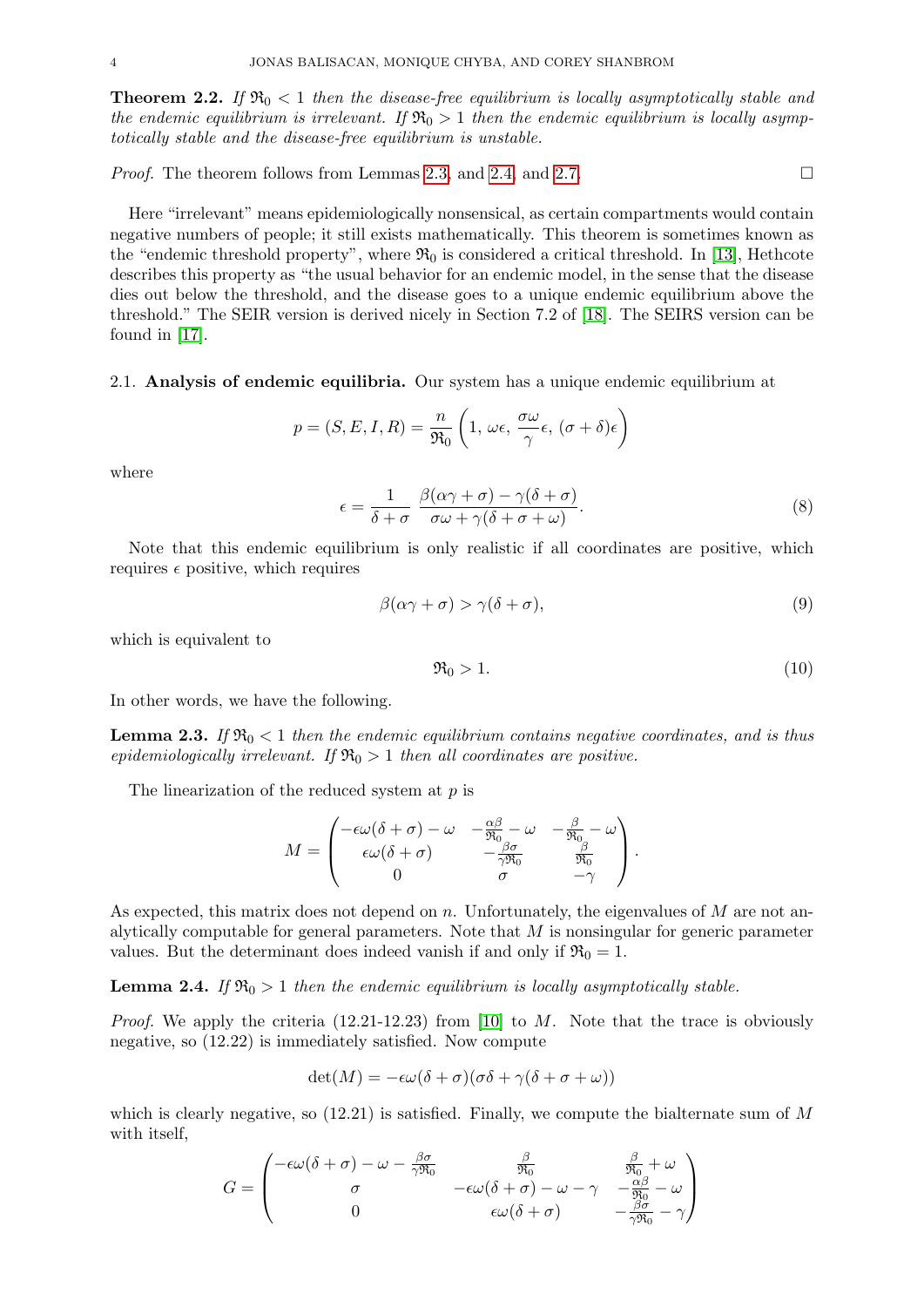**Theorem 2.2.** *If $\mathfrak{R}_0 < 1$ then the disease-free equilibrium is locally asymptotically stable and the endemic equilibrium is irrelevant. If $\mathfrak{R}_0 > 1$ then the endemic equilibrium is locally asymptotically stable and the disease-free equilibrium is unstable.*

*Proof.* The theorem follows from Lemmas 2.3, and 2.4, and 2.7. □

Here "irrelevant" means epidemiologically nonsensical, as certain compartments would contain negative numbers of people; it still exists mathematically. This theorem is sometimes known as the "endemic threshold property", where $\mathfrak{R}_0$ is considered a critical threshold. In [13], Hethcote describes this property as "the usual behavior for an endemic model, in the sense that the disease dies out below the threshold, and the disease goes to a unique endemic equilibrium above the threshold." The SEIR version is derived nicely in Section 7.2 of [18]. The SEIRS version can be found in [17].

### 2.1. Analysis of endemic equilibria.

Our system has a unique endemic equilibrium at

$$p = (S, E, I, R) = \frac{n}{\mathfrak{R}_0}\left(1,\, \omega\epsilon,\, \frac{\sigma\omega}{\gamma}\epsilon,\, (\sigma+\delta)\epsilon\right)$$

where

$$\epsilon = \frac{1}{\delta+\sigma}\;\frac{\beta(\alpha\gamma+\sigma)-\gamma(\delta+\sigma)}{\sigma\omega+\gamma(\delta+\sigma+\omega)}. \tag{8}$$

Note that this endemic equilibrium is only realistic if all coordinates are positive, which requires $\epsilon$ positive, which requires

$$\beta(\alpha\gamma+\sigma) > \gamma(\delta+\sigma), \tag{9}$$

which is equivalent to

$$\mathfrak{R}_0 > 1. \tag{10}$$

In other words, we have the following.

**Lemma 2.3.** *If $\mathfrak{R}_0 < 1$ then the endemic equilibrium contains negative coordinates, and is thus epidemiologically irrelevant. If $\mathfrak{R}_0 > 1$ then all coordinates are positive.*

The linearization of the reduced system at $p$ is

$$M = \begin{pmatrix} -\epsilon\omega(\delta+\sigma)-\omega & -\frac{\alpha\beta}{\mathfrak{R}_0}-\omega & -\frac{\beta}{\mathfrak{R}_0}-\omega \\ \epsilon\omega(\delta+\sigma) & -\frac{\beta\sigma}{\gamma\mathfrak{R}_0} & \frac{\beta}{\mathfrak{R}_0} \\ 0 & \sigma & -\gamma \end{pmatrix}.$$

As expected, this matrix does not depend on $n$. Unfortunately, the eigenvalues of $M$ are not analytically computable for general parameters. Note that $M$ is nonsingular for generic parameter values. But the determinant does indeed vanish if and only if $\mathfrak{R}_0 = 1$.

**Lemma 2.4.** *If $\mathfrak{R}_0 > 1$ then the endemic equilibrium is locally asymptotically stable.*

*Proof.* We apply the criteria (12.21-12.23) from [10] to $M$. Note that the trace is obviously negative, so (12.22) is immediately satisfied. Now compute

$$\det(M) = -\epsilon\omega(\delta+\sigma)(\sigma\delta+\gamma(\delta+\sigma+\omega))$$

which is clearly negative, so (12.21) is satisfied. Finally, we compute the bialternate sum of $M$ with itself,

$$G = \begin{pmatrix} -\epsilon\omega(\delta+\sigma)-\omega-\frac{\beta\sigma}{\gamma\mathfrak{R}_0} & \frac{\beta}{\mathfrak{R}_0} & \frac{\beta}{\mathfrak{R}_0}+\omega \\ \sigma & -\epsilon\omega(\delta+\sigma)-\omega-\gamma & -\frac{\alpha\beta}{\mathfrak{R}_0}-\omega \\ 0 & \epsilon\omega(\delta+\sigma) & -\frac{\beta\sigma}{\gamma\mathfrak{R}_0}-\gamma \end{pmatrix}$$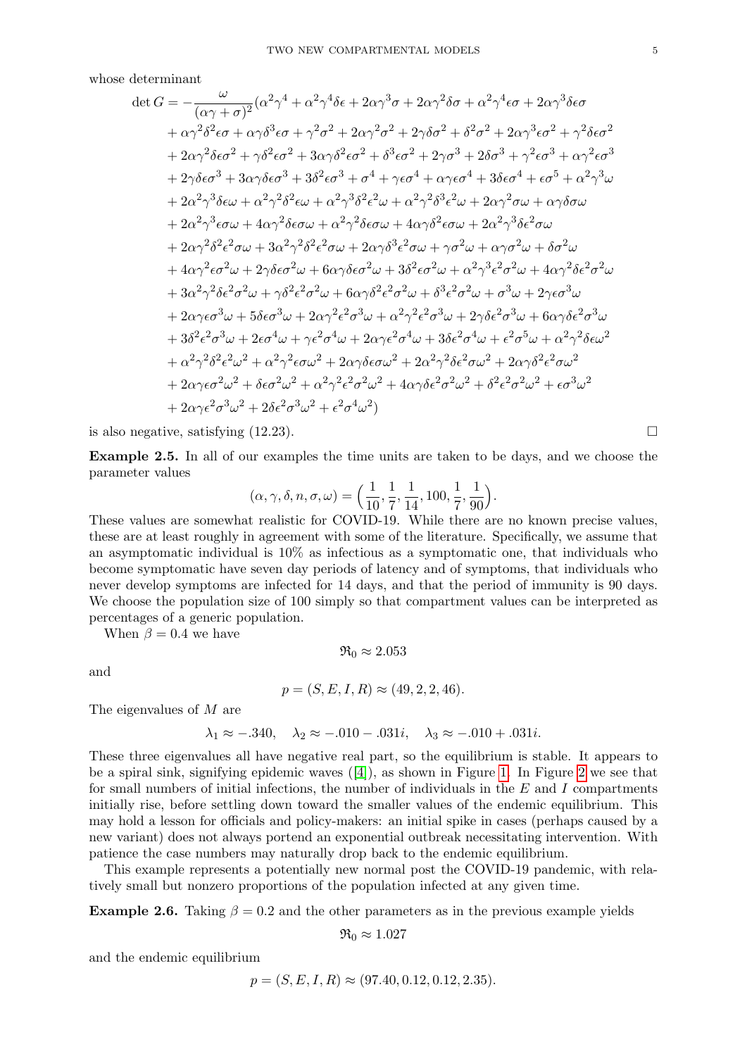whose determinant

$$
\begin{aligned}
\det G = -\frac{\omega}{(\alpha\gamma+\sigma)^2}(&\alpha^2\gamma^4 + \alpha^2\gamma^4\delta\epsilon + 2\alpha\gamma^3\sigma + 2\alpha\gamma^2\delta\sigma + \alpha^2\gamma^4\epsilon\sigma + 2\alpha\gamma^3\delta\epsilon\sigma \\
&+ \alpha\gamma^2\delta^2\epsilon\sigma + \alpha\gamma\delta^3\epsilon\sigma + \gamma^2\sigma^2 + 2\alpha\gamma^2\sigma^2 + 2\gamma\delta\sigma^2 + \delta^2\sigma^2 + 2\alpha\gamma^3\epsilon\sigma^2 + \gamma^2\delta\epsilon\sigma^2 \\
&+ 2\alpha\gamma^2\delta\epsilon\sigma^2 + \gamma\delta^2\epsilon\sigma^2 + 3\alpha\gamma\delta^2\epsilon\sigma^2 + \delta^3\epsilon\sigma^2 + 2\gamma\sigma^3 + 2\delta\sigma^3 + \gamma^2\epsilon\sigma^3 + \alpha\gamma^2\epsilon\sigma^3 \\
&+ 2\gamma\delta\epsilon\sigma^3 + 3\alpha\gamma\delta\epsilon\sigma^3 + 3\delta^2\epsilon\sigma^3 + \sigma^4 + \gamma\epsilon\sigma^4 + \alpha\gamma\epsilon\sigma^4 + 3\delta\epsilon\sigma^4 + \epsilon\sigma^5 + \alpha^2\gamma^3\omega \\
&+ 2\alpha^2\gamma^3\delta\epsilon\omega + \alpha^2\gamma^2\delta^2\epsilon\omega + \alpha^2\gamma^3\delta^2\epsilon^2\omega + \alpha^2\gamma^2\delta^3\epsilon^2\omega + 2\alpha\gamma^2\sigma\omega + \alpha\gamma\delta\sigma\omega \\
&+ 2\alpha^2\gamma^3\epsilon\sigma\omega + 4\alpha\gamma^2\delta\epsilon\sigma\omega + \alpha^2\gamma^2\delta\epsilon\sigma\omega + 4\alpha\gamma\delta^2\epsilon\sigma\omega + 2\alpha^2\gamma^3\delta\epsilon^2\sigma\omega \\
&+ 2\alpha\gamma^2\delta^2\epsilon^2\sigma\omega + 3\alpha^2\gamma^2\delta^2\epsilon^2\sigma\omega + 2\alpha\gamma\delta^3\epsilon^2\sigma\omega + \gamma\sigma^2\omega + \alpha\gamma\sigma^2\omega + \delta\sigma^2\omega \\
&+ 4\alpha\gamma^2\epsilon\sigma^2\omega + 2\gamma\delta\epsilon\sigma^2\omega + 6\alpha\gamma\delta\epsilon\sigma^2\omega + 3\delta^2\epsilon\sigma^2\omega + \alpha^2\gamma^3\epsilon^2\sigma^2\omega + 4\alpha\gamma^2\delta\epsilon^2\sigma^2\omega \\
&+ 3\alpha^2\gamma^2\delta\epsilon^2\sigma^2\omega + \gamma\delta^2\epsilon^2\sigma^2\omega + 6\alpha\gamma\delta^2\epsilon^2\sigma^2\omega + \delta^3\epsilon^2\sigma^2\omega + \sigma^3\omega + 2\gamma\epsilon\sigma^3\omega \\
&+ 2\alpha\gamma\epsilon\sigma^3\omega + 5\delta\epsilon\sigma^3\omega + 2\alpha\gamma^2\epsilon^2\sigma^3\omega + \alpha^2\gamma^2\epsilon^2\sigma^3\omega + 2\gamma\delta\epsilon^2\sigma^3\omega + 6\alpha\gamma\delta\epsilon^2\sigma^3\omega \\
&+ 3\delta^2\epsilon^2\sigma^3\omega + 2\epsilon\sigma^4\omega + \gamma\epsilon^2\sigma^4\omega + 2\alpha\gamma\epsilon^2\sigma^4\omega + 3\delta\epsilon^2\sigma^4\omega + \epsilon^2\sigma^5\omega + \alpha^2\gamma^2\delta\epsilon\omega^2 \\
&+ \alpha^2\gamma^2\delta^2\epsilon^2\omega^2 + \alpha^2\gamma^2\epsilon\sigma\omega^2 + 2\alpha\gamma\delta\epsilon\sigma\omega^2 + 2\alpha^2\gamma^2\delta\epsilon^2\sigma\omega^2 + 2\alpha\gamma\delta^2\epsilon^2\sigma\omega^2 \\
&+ 2\alpha\gamma\epsilon\sigma^2\omega^2 + \delta\epsilon\sigma^2\omega^2 + \alpha^2\gamma^2\epsilon^2\sigma^2\omega^2 + 4\alpha\gamma\delta\epsilon^2\sigma^2\omega^2 + \delta^2\epsilon^2\sigma^2\omega^2 + \epsilon\sigma^3\omega^2 \\
&+ 2\alpha\gamma\epsilon^2\sigma^3\omega^2 + 2\delta\epsilon^2\sigma^3\omega^2 + \epsilon^2\sigma^4\omega^2)
\end{aligned}
$$

is also negative, satisfying (12.23). □

**Example 2.5.** In all of our examples the time units are taken to be days, and we choose the parameter values

$$
(\alpha, \gamma, \delta, n, \sigma, \omega) = \Big(\frac{1}{10}, \frac{1}{7}, \frac{1}{14}, 100, \frac{1}{7}, \frac{1}{90}\Big).
$$

These values are somewhat realistic for COVID-19. While there are no known precise values, these are at least roughly in agreement with some of the literature. Specifically, we assume that an asymptomatic individual is 10% as infectious as a symptomatic one, that individuals who become symptomatic have seven day periods of latency and of symptoms, that individuals who never develop symptoms are infected for 14 days, and that the period of immunity is 90 days. We choose the population size of 100 simply so that compartment values can be interpreted as percentages of a generic population.

When $\beta = 0.4$ we have

$$
\mathfrak{R}_0 \approx 2.053
$$

and

$$
p = (S, E, I, R) \approx (49, 2, 2, 46).
$$

The eigenvalues of $M$ are

$$
\lambda_1 \approx -.340, \quad \lambda_2 \approx -.010 - .031i, \quad \lambda_3 \approx -.010 + .031i.
$$

These three eigenvalues all have negative real part, so the equilibrium is stable. It appears to be a spiral sink, signifying epidemic waves ([4]), as shown in Figure 1. In Figure 2 we see that for small numbers of initial infections, the number of individuals in the $E$ and $I$ compartments initially rise, before settling down toward the smaller values of the endemic equilibrium. This may hold a lesson for officials and policy-makers: an initial spike in cases (perhaps caused by a new variant) does not always portend an exponential outbreak necessitating intervention. With patience the case numbers may naturally drop back to the endemic equilibrium.

This example represents a potentially new normal post the COVID-19 pandemic, with relatively small but nonzero proportions of the population infected at any given time.

**Example 2.6.** Taking $\beta = 0.2$ and the other parameters as in the previous example yields

$$
\mathfrak{R}_0 \approx 1.027
$$

and the endemic equilibrium

$$
p = (S, E, I, R) \approx (97.40, 0.12, 0.12, 2.35).
$$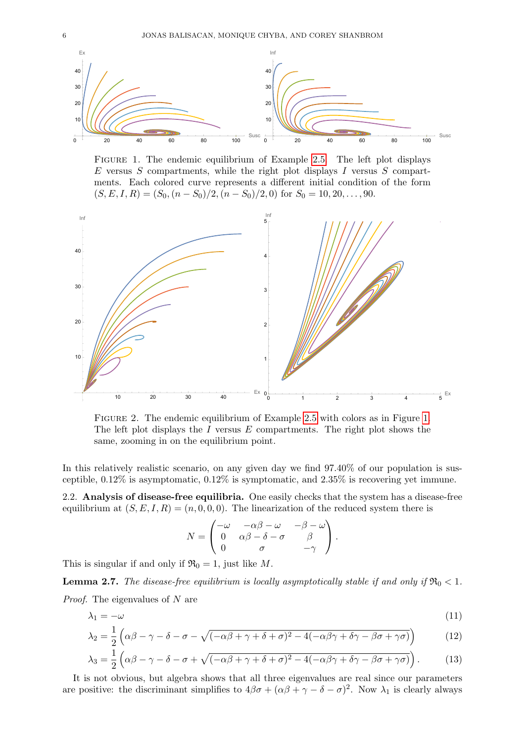FIGURE 1. The endemic equilibrium of Example 2.5. The left plot displays $E$ versus $S$ compartments, while the right plot displays $I$ versus $S$ compartments. Each colored curve represents a different initial condition of the form $(S, E, I, R) = (S_0, (n - S_0)/2, (n - S_0)/2, 0)$ for $S_0 = 10, 20, \dots, 90$.

FIGURE 2. The endemic equilibrium of Example 2.5 with colors as in Figure 1. The left plot displays the $I$ versus $E$ compartments. The right plot shows the same, zooming in on the equilibrium point.

In this relatively realistic scenario, on any given day we find 97.40% of our population is susceptible, 0.12% is asymptomatic, 0.12% is symptomatic, and 2.35% is recovering yet immune.

2.2. **Analysis of disease-free equilibria.** One easily checks that the system has a disease-free equilibrium at $(S, E, I, R) = (n, 0, 0, 0)$. The linearization of the reduced system there is

$$N = \begin{pmatrix} -\omega & -\alpha\beta - \omega & -\beta - \omega \\ 0 & \alpha\beta - \delta - \sigma & \beta \\ 0 & \sigma & -\gamma \end{pmatrix}.$$

This is singular if and only if $\mathfrak{R}_0 = 1$, just like $M$.

**Lemma 2.7.** *The disease-free equilibrium is locally asymptotically stable if and only if $\mathfrak{R}_0 < 1$.*

*Proof.* The eigenvalues of $N$ are

$$\lambda_1 = -\omega \tag{11}$$

$$\lambda_2 = \frac{1}{2}\left(\alpha\beta - \gamma - \delta - \sigma - \sqrt{(-\alpha\beta + \gamma + \delta + \sigma)^2 - 4(-\alpha\beta\gamma + \delta\gamma - \beta\sigma + \gamma\sigma)}\right) \tag{12}$$

$$\lambda_3 = \frac{1}{2}\left(\alpha\beta - \gamma - \delta - \sigma + \sqrt{(-\alpha\beta + \gamma + \delta + \sigma)^2 - 4(-\alpha\beta\gamma + \delta\gamma - \beta\sigma + \gamma\sigma)}\right). \tag{13}$$

It is not obvious, but algebra shows that all three eigenvalues are real since our parameters are positive: the discriminant simplifies to $4\beta\sigma + (\alpha\beta + \gamma - \delta - \sigma)^2$. Now $\lambda_1$ is clearly always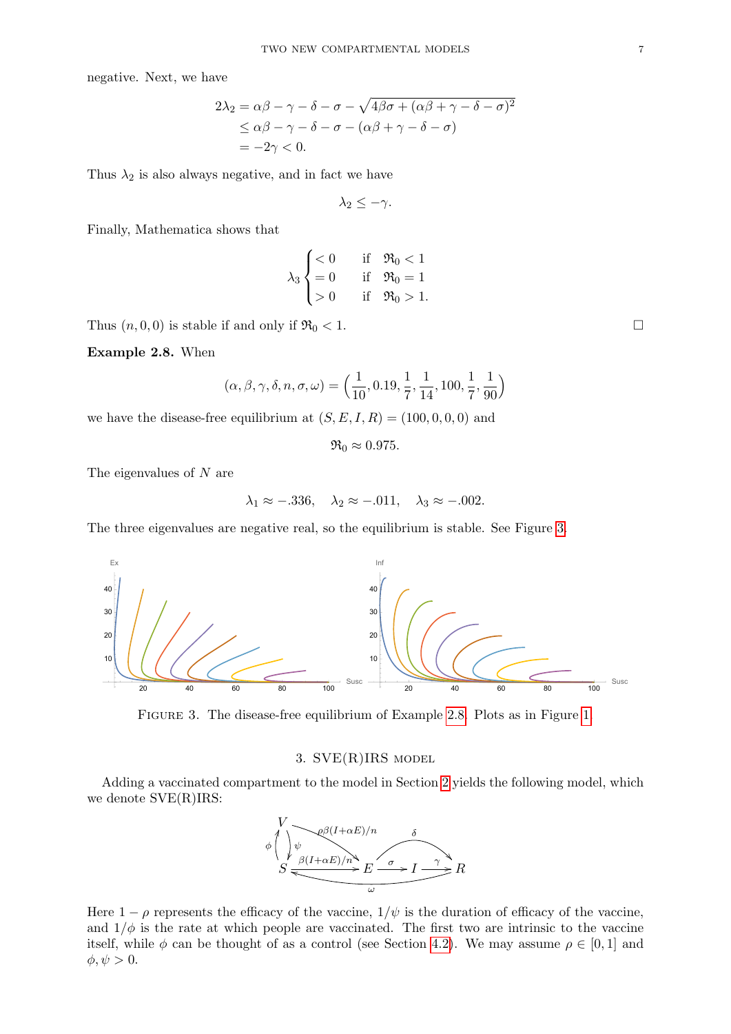negative. Next, we have

$$
\begin{aligned}
2\lambda_2 &= \alpha\beta - \gamma - \delta - \sigma - \sqrt{4\beta\sigma + (\alpha\beta + \gamma - \delta - \sigma)^2} \\
&\leq \alpha\beta - \gamma - \delta - \sigma - (\alpha\beta + \gamma - \delta - \sigma) \\
&= -2\gamma < 0.
\end{aligned}
$$

Thus $\lambda_2$ is also always negative, and in fact we have

$$\lambda_2 \leq -\gamma.$$

Finally, Mathematica shows that

$$
\lambda_3 \begin{cases} < 0 & \text{if } \quad \mathfrak{R}_0 < 1 \\ = 0 & \text{if } \quad \mathfrak{R}_0 = 1 \\ > 0 & \text{if } \quad \mathfrak{R}_0 > 1. \end{cases}
$$

Thus $(n, 0, 0)$ is stable if and only if $\mathfrak{R}_0 < 1$. □

**Example 2.8.** When

$$(\alpha, \beta, \gamma, \delta, n, \sigma, \omega) = \left(\frac{1}{10}, 0.19, \frac{1}{7}, \frac{1}{14}, 100, \frac{1}{7}, \frac{1}{90}\right)$$

we have the disease-free equilibrium at $(S, E, I, R) = (100, 0, 0, 0)$ and

$$\mathfrak{R}_0 \approx 0.975.$$

The eigenvalues of $N$ are

$$\lambda_1 \approx -.336, \quad \lambda_2 \approx -.011, \quad \lambda_3 \approx -.002.$$

The three eigenvalues are negative real, so the equilibrium is stable. See Figure 3.

FIGURE 3. The disease-free equilibrium of Example 2.8. Plots as in Figure 1.

## 3. SVE(R)IRS model

Adding a vaccinated compartment to the model in Section 2 yields the following model, which we denote SVE(R)IRS:

$$
\begin{array}{c}
V \xrightarrow{\rho\beta(I+\alpha E)/n} E, \quad S \xrightarrow{\phi} V, \quad V \xrightarrow{\psi} S, \\
S \xrightarrow{\beta(I+\alpha E)/n} E \xrightarrow{\sigma} I \xrightarrow{\gamma} R, \quad E \xrightarrow{\delta} R, \quad R \xrightarrow{\omega} S
\end{array}
$$

Here $1 - \rho$ represents the efficacy of the vaccine, $1/\psi$ is the duration of efficacy of the vaccine, and $1/\phi$ is the rate at which people are vaccinated. The first two are intrinsic to the vaccine itself, while $\phi$ can be thought of as a control (see Section 4.2). We may assume $\rho \in [0, 1]$ and $\phi, \psi > 0$.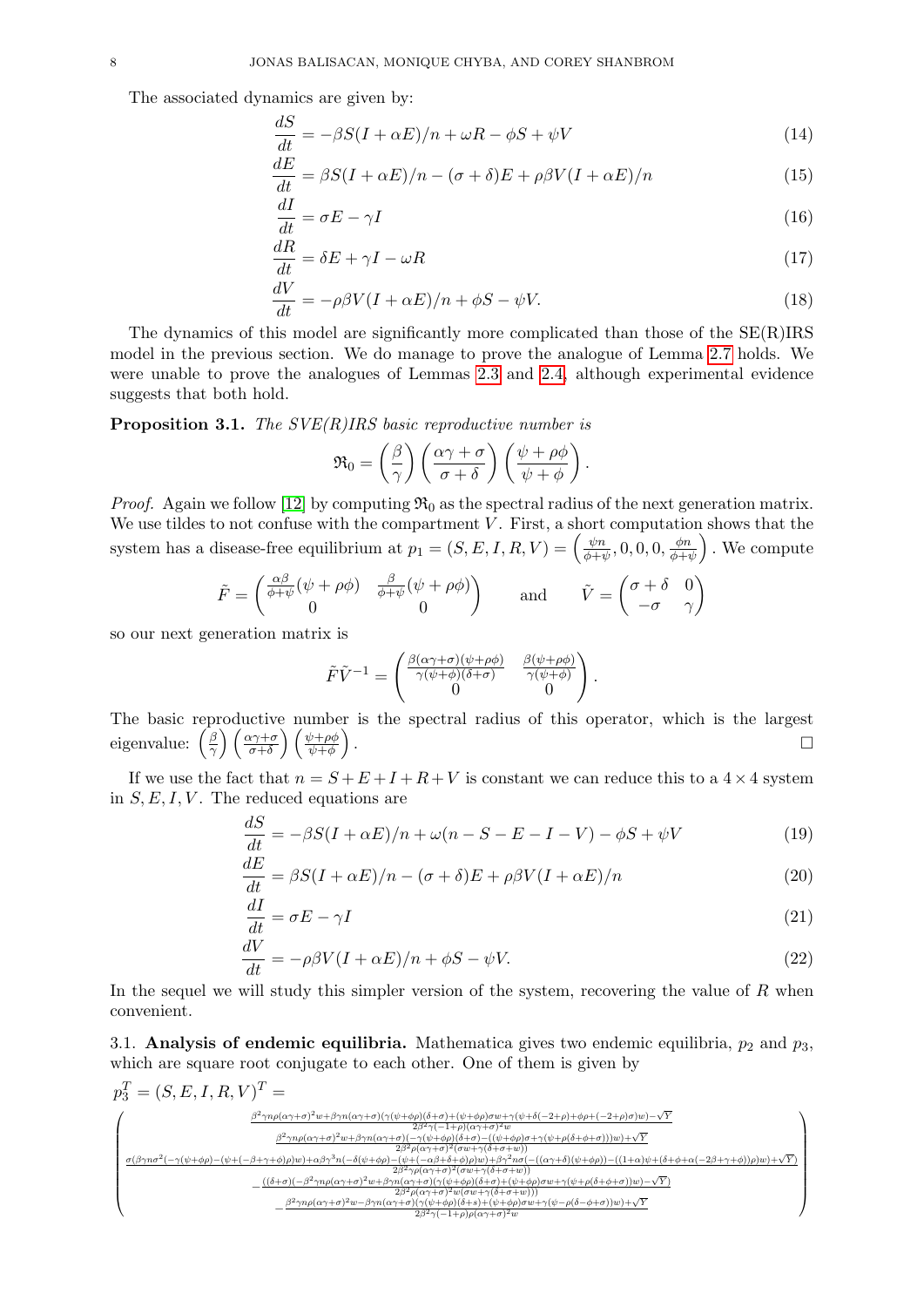The associated dynamics are given by:

$$\frac{dS}{dt} = -\beta S(I + \alpha E)/n + \omega R - \phi S + \psi V \tag{14}$$

$$\frac{dE}{dt} = \beta S(I + \alpha E)/n - (\sigma + \delta)E + \rho\beta V(I + \alpha E)/n \tag{15}$$

$$\frac{dI}{dt} = \sigma E - \gamma I \tag{16}$$

$$\frac{dR}{dt} = \delta E + \gamma I - \omega R \tag{17}$$

$$\frac{dV}{dt} = -\rho\beta V(I + \alpha E)/n + \phi S - \psi V. \tag{18}$$

The dynamics of this model are significantly more complicated than those of the SE(R)IRS model in the previous section. We do manage to prove the analogue of Lemma 2.7 holds. We were unable to prove the analogues of Lemmas 2.3 and 2.4, although experimental evidence suggests that both hold.

**Proposition 3.1.** *The SVE(R)IRS basic reproductive number is*

$$\mathfrak{R}_0 = \left(\frac{\beta}{\gamma}\right)\left(\frac{\alpha\gamma + \sigma}{\sigma + \delta}\right)\left(\frac{\psi + \rho\phi}{\psi + \phi}\right).$$

*Proof.* Again we follow [12] by computing $\mathfrak{R}_0$ as the spectral radius of the next generation matrix. We use tildes to not confuse with the compartment $V$. First, a short computation shows that the system has a disease-free equilibrium at $p_1 = (S, E, I, R, V) = \left(\frac{\psi n}{\phi+\psi}, 0, 0, 0, \frac{\phi n}{\phi+\psi}\right)$. We compute

$$\tilde{F} = \begin{pmatrix} \frac{\alpha\beta}{\phi+\psi}(\psi + \rho\phi) & \frac{\beta}{\phi+\psi}(\psi + \rho\phi) \\ 0 & 0 \end{pmatrix} \qquad \text{and} \qquad \tilde{V} = \begin{pmatrix} \sigma + \delta & 0 \\ -\sigma & \gamma \end{pmatrix}$$

so our next generation matrix is

$$\tilde{F}\tilde{V}^{-1} = \begin{pmatrix} \frac{\beta(\alpha\gamma+\sigma)(\psi+\rho\phi)}{\gamma(\psi+\phi)(\delta+\sigma)} & \frac{\beta(\psi+\rho\phi)}{\gamma(\psi+\phi)} \\ 0 & 0 \end{pmatrix}.$$

The basic reproductive number is the spectral radius of this operator, which is the largest eigenvalue: $\left(\frac{\beta}{\gamma}\right)\left(\frac{\alpha\gamma+\sigma}{\sigma+\delta}\right)\left(\frac{\psi+\rho\phi}{\psi+\phi}\right)$. $\square$

If we use the fact that $n = S + E + I + R + V$ is constant we can reduce this to a $4 \times 4$ system in $S, E, I, V$. The reduced equations are

$$\frac{dS}{dt} = -\beta S(I + \alpha E)/n + \omega(n - S - E - I - V) - \phi S + \psi V \tag{19}$$

$$\frac{dE}{dt} = \beta S(I + \alpha E)/n - (\sigma + \delta)E + \rho\beta V(I + \alpha E)/n \tag{20}$$

$$\frac{dI}{dt} = \sigma E - \gamma I \tag{21}$$

$$\frac{dV}{dt} = -\rho\beta V(I + \alpha E)/n + \phi S - \psi V. \tag{22}$$

In the sequel we will study this simpler version of the system, recovering the value of $R$ when convenient.

## 3.1. Analysis of endemic equilibria.

Mathematica gives two endemic equilibria, $p_2$ and $p_3$, which are square root conjugate to each other. One of them is given by

$$p_3^T = (S, E, I, R, V)^T =$$

$$\begin{pmatrix} \frac{\beta^2\gamma n\rho(\alpha\gamma+\sigma)^2 w + \beta\gamma n(\alpha\gamma+\sigma)(\gamma(\psi+\phi\rho)(\delta+\sigma)+(\psi+\phi\rho)\sigma w+\gamma(\psi+\delta(-2+\rho)+\phi\rho+(-2+\rho)\sigma)w) - \sqrt{Y}}{2\beta^2\gamma(-1+\rho)(\alpha\gamma+\sigma)^2 w} \\ \frac{\beta^2\gamma n\rho(\alpha\gamma+\sigma)^2 w + \beta\gamma n(\alpha\gamma+\sigma)(-\gamma(\psi+\phi\rho)(\delta+\sigma)-((\psi+\phi\rho)\sigma+\gamma(\psi+\rho(\delta+\phi+\sigma)))w) + \sqrt{Y}}{2\beta^2\rho(\alpha\gamma+\sigma)^2(\sigma w+\gamma(\delta+\sigma+w))} \\ \frac{\sigma(\beta\gamma n\sigma^2(-\gamma(\psi+\phi\rho)-(\psi+(-\beta+\gamma+\phi)\rho)w)+\alpha\beta\gamma^3 n(-\delta(\psi+\phi\rho)-(\psi+(-\alpha\beta+\delta+\phi)\rho)w)+\beta\gamma^2 n\sigma(-((\alpha\gamma+\delta)(\psi+\phi\rho))-((1+\alpha)\psi+(\delta+\phi+\alpha(-2\beta+\gamma+\phi))\rho)w)+\sqrt{Y})}{2\beta^2\gamma\rho(\alpha\gamma+\sigma)^2(\sigma w+\gamma(\delta+\sigma+w))} \\ -\frac{((\delta+\sigma)(-\beta^2\gamma n\rho(\alpha\gamma+\sigma)^2 w+\beta\gamma n(\alpha\gamma+\sigma)(\gamma(\psi+\phi\rho)(\delta+\sigma)+(\psi+\phi\rho)\sigma w+\gamma(\psi+\rho(\delta+\phi+\sigma))w)-\sqrt{Y})}{2\beta^2\rho(\alpha\gamma+\sigma)^2 w(\sigma w+\gamma(\delta+\sigma+w))} \\ -\frac{\beta^2\gamma n\rho(\alpha\gamma+\sigma)^2 w - \beta\gamma n(\alpha\gamma+\sigma)(\gamma(\psi+\phi\rho)(\delta+s)+(\psi+\phi\rho)\sigma w+\gamma(\psi-\rho(\delta-\phi+\sigma))w)+\sqrt{Y}}{2\beta^2\gamma(-1+\rho)\rho(\alpha\gamma+\sigma)^2 w} \end{pmatrix}$$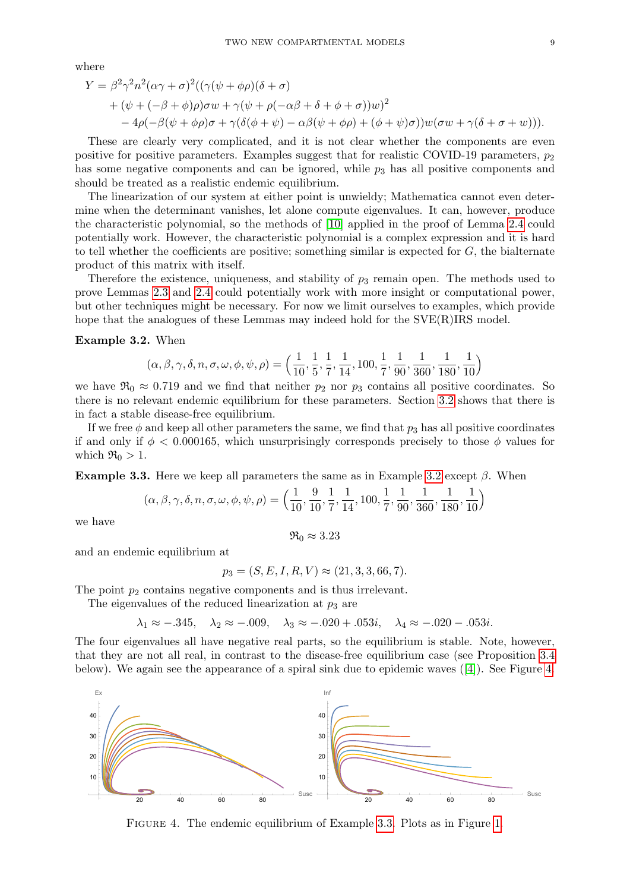where

$$
\begin{aligned}
Y = {} & \beta^2\gamma^2 n^2(\alpha\gamma+\sigma)^2((\gamma(\psi+\phi\rho)(\delta+\sigma) \\
& + (\psi+(-\beta+\phi)\rho)\sigma w + \gamma(\psi+\rho(-\alpha\beta+\delta+\phi+\sigma))w)^2 \\
& \quad - 4\rho(-\beta(\psi+\phi\rho)\sigma + \gamma(\delta(\phi+\psi)-\alpha\beta(\psi+\phi\rho)+(\phi+\psi)\sigma))w(\sigma w+\gamma(\delta+\sigma+w))).
\end{aligned}
$$

These are clearly very complicated, and it is not clear whether the components are even positive for positive parameters. Examples suggest that for realistic COVID-19 parameters, $p_2$ has some negative components and can be ignored, while $p_3$ has all positive components and should be treated as a realistic endemic equilibrium.

The linearization of our system at either point is unwieldy; Mathematica cannot even determine when the determinant vanishes, let alone compute eigenvalues. It can, however, produce the characteristic polynomial, so the methods of [10] applied in the proof of Lemma 2.4 could potentially work. However, the characteristic polynomial is a complex expression and it is hard to tell whether the coefficients are positive; something similar is expected for $G$, the bialternate product of this matrix with itself.

Therefore the existence, uniqueness, and stability of $p_3$ remain open. The methods used to prove Lemmas 2.3 and 2.4 could potentially work with more insight or computational power, but other techniques might be necessary. For now we limit ourselves to examples, which provide hope that the analogues of these Lemmas may indeed hold for the SVE(R)IRS model.

**Example 3.2.** When

$$
(\alpha,\beta,\gamma,\delta,n,\sigma,\omega,\phi,\psi,\rho) = \Big(\frac{1}{10},\frac{1}{5},\frac{1}{7},\frac{1}{14},100,\frac{1}{7},\frac{1}{90},\frac{1}{360},\frac{1}{180},\frac{1}{10}\Big)
$$

we have $\mathfrak{R}_0 \approx 0.719$ and we find that neither $p_2$ nor $p_3$ contains all positive coordinates. So there is no relevant endemic equilibrium for these parameters. Section 3.2 shows that there is in fact a stable disease-free equilibrium.

If we free $\phi$ and keep all other parameters the same, we find that $p_3$ has all positive coordinates if and only if $\phi < 0.000165$, which unsurprisingly corresponds precisely to those $\phi$ values for which $\mathfrak{R}_0 > 1$.

**Example 3.3.** Here we keep all parameters the same as in Example 3.2 except $\beta$. When

$$
(\alpha,\beta,\gamma,\delta,n,\sigma,\omega,\phi,\psi,\rho) = \Big(\frac{1}{10},\frac{9}{10},\frac{1}{7},\frac{1}{14},100,\frac{1}{7},\frac{1}{90},\frac{1}{360},\frac{1}{180},\frac{1}{10}\Big)
$$

we have

$$
\mathfrak{R}_0 \approx 3.23
$$

and an endemic equilibrium at

$$
p_3 = (S,E,I,R,V) \approx (21,3,3,66,7).
$$

The point $p_2$ contains negative components and is thus irrelevant.

The eigenvalues of the reduced linearization at $p_3$ are

$$
\lambda_1 \approx -.345, \quad \lambda_2 \approx -.009, \quad \lambda_3 \approx -.020+.053i, \quad \lambda_4 \approx -.020-.053i.
$$

The four eigenvalues all have negative real parts, so the equilibrium is stable. Note, however, that they are not all real, in contrast to the disease-free equilibrium case (see Proposition 3.4 below). We again see the appearance of a spiral sink due to epidemic waves ([4]). See Figure 4.

FIGURE 4. The endemic equilibrium of Example 3.3. Plots as in Figure 1.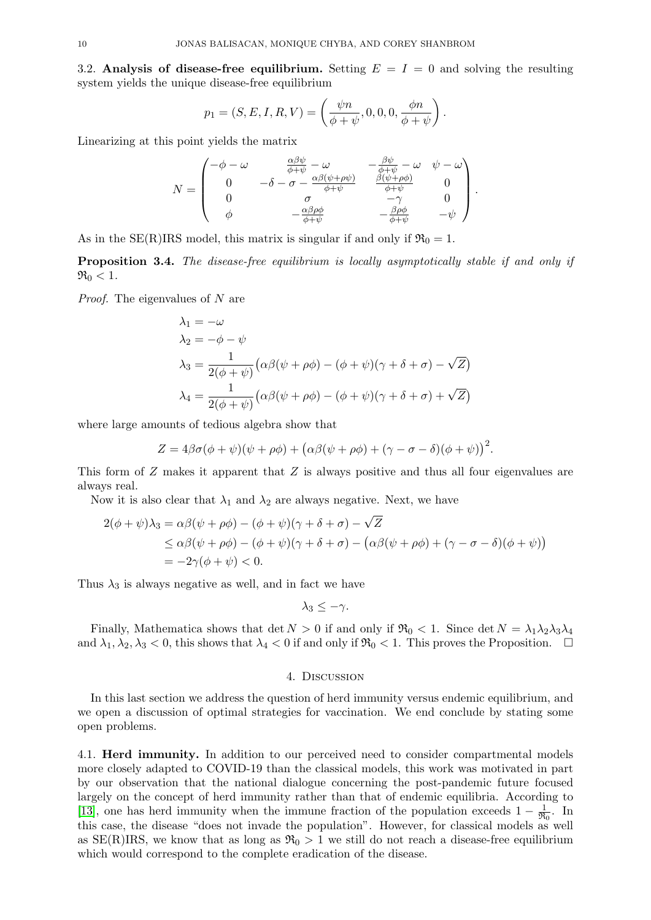3.2. **Analysis of disease-free equilibrium.** Setting $E = I = 0$ and solving the resulting system yields the unique disease-free equilibrium

$$p_1 = (S, E, I, R, V) = \left( \frac{\psi n}{\phi + \psi}, 0, 0, 0, \frac{\phi n}{\phi + \psi} \right).$$

Linearizing at this point yields the matrix

$$N = \begin{pmatrix} -\phi - \omega & \frac{\alpha\beta\psi}{\phi+\psi} - \omega & -\frac{\beta\psi}{\phi+\psi} - \omega & \psi - \omega \\ 0 & -\delta - \sigma - \frac{\alpha\beta(\psi+\rho\psi)}{\phi+\psi} & \frac{\beta(\psi+\rho\phi)}{\phi+\psi} & 0 \\ 0 & \sigma & -\gamma & 0 \\ \phi & -\frac{\alpha\beta\rho\phi}{\phi+\psi} & -\frac{\beta\rho\phi}{\phi+\psi} & -\psi \end{pmatrix}.$$

As in the SE(R)IRS model, this matrix is singular if and only if $\mathfrak{R}_0 = 1$.

**Proposition 3.4.** *The disease-free equilibrium is locally asymptotically stable if and only if* $\mathfrak{R}_0 < 1$.

*Proof.* The eigenvalues of $N$ are

$$\begin{aligned}
\lambda_1 &= -\omega \\
\lambda_2 &= -\phi - \psi \\
\lambda_3 &= \frac{1}{2(\phi+\psi)}\big(\alpha\beta(\psi+\rho\phi) - (\phi+\psi)(\gamma+\delta+\sigma) - \sqrt{Z}\big) \\
\lambda_4 &= \frac{1}{2(\phi+\psi)}\big(\alpha\beta(\psi+\rho\phi) - (\phi+\psi)(\gamma+\delta+\sigma) + \sqrt{Z}\big)
\end{aligned}$$

where large amounts of tedious algebra show that

$$Z = 4\beta\sigma(\phi+\psi)(\psi+\rho\phi) + \big(\alpha\beta(\psi+\rho\phi) + (\gamma-\sigma-\delta)(\phi+\psi)\big)^2.$$

This form of $Z$ makes it apparent that $Z$ is always positive and thus all four eigenvalues are always real.

Now it is also clear that $\lambda_1$ and $\lambda_2$ are always negative. Next, we have

$$\begin{aligned}
2(\phi+\psi)\lambda_3 &= \alpha\beta(\psi+\rho\phi) - (\phi+\psi)(\gamma+\delta+\sigma) - \sqrt{Z} \\
&\leq \alpha\beta(\psi+\rho\phi) - (\phi+\psi)(\gamma+\delta+\sigma) - \big(\alpha\beta(\psi+\rho\phi) + (\gamma-\sigma-\delta)(\phi+\psi)\big) \\
&= -2\gamma(\phi+\psi) < 0.
\end{aligned}$$

Thus $\lambda_3$ is always negative as well, and in fact we have

$$\lambda_3 \leq -\gamma.$$

Finally, Mathematica shows that $\det N > 0$ if and only if $\mathfrak{R}_0 < 1$. Since $\det N = \lambda_1\lambda_2\lambda_3\lambda_4$ and $\lambda_1, \lambda_2, \lambda_3 < 0$, this shows that $\lambda_4 < 0$ if and only if $\mathfrak{R}_0 < 1$. This proves the Proposition. □

## 4. Discussion

In this last section we address the question of herd immunity versus endemic equilibrium, and we open a discussion of optimal strategies for vaccination. We end conclude by stating some open problems.

4.1. **Herd immunity.** In addition to our perceived need to consider compartmental models more closely adapted to COVID-19 than the classical models, this work was motivated in part by our observation that the national dialogue concerning the post-pandemic future focused largely on the concept of herd immunity rather than that of endemic equilibria. According to [13], one has herd immunity when the immune fraction of the population exceeds $1 - \frac{1}{\mathfrak{R}_0}$. In this case, the disease "does not invade the population". However, for classical models as well as SE(R)IRS, we know that as long as $\mathfrak{R}_0 > 1$ we still do not reach a disease-free equilibrium which would correspond to the complete eradication of the disease.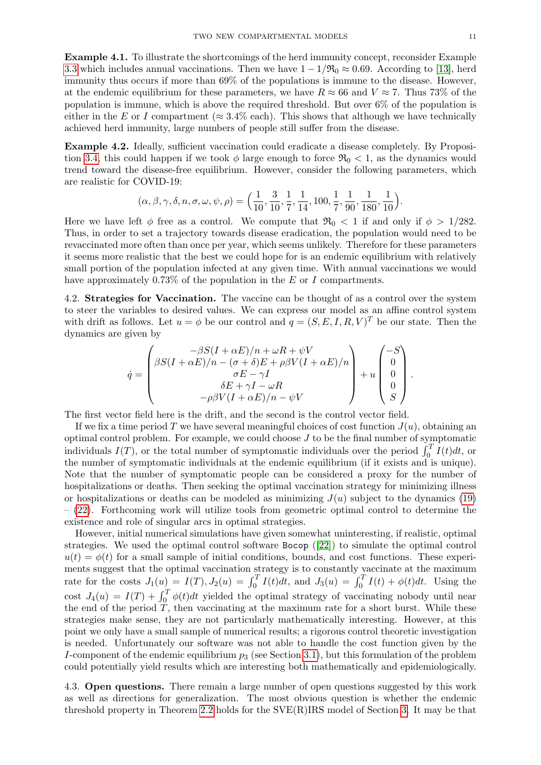**Example 4.1.** To illustrate the shortcomings of the herd immunity concept, reconsider Example 3.3 which includes annual vaccinations. Then we have $1 - 1/\mathfrak{R}_0 \approx 0.69$. According to [13], herd immunity thus occurs if more than 69% of the populations is immune to the disease. However, at the endemic equilibrium for these parameters, we have $R \approx 66$ and $V \approx 7$. Thus 73% of the population is immune, which is above the required threshold. But over 6% of the population is either in the $E$ or $I$ compartment ($\approx 3.4\%$ each). This shows that although we have technically achieved herd immunity, large numbers of people still suffer from the disease.

**Example 4.2.** Ideally, sufficient vaccination could eradicate a disease completely. By Proposition 3.4, this could happen if we took $\phi$ large enough to force $\mathfrak{R}_0 < 1$, as the dynamics would trend toward the disease-free equilibrium. However, consider the following parameters, which are realistic for COVID-19:

$$(\alpha, \beta, \gamma, \delta, n, \sigma, \omega, \psi, \rho) = \Big(\frac{1}{10}, \frac{3}{10}, \frac{1}{7}, \frac{1}{14}, 100, \frac{1}{7}, \frac{1}{90}, \frac{1}{180}, \frac{1}{10}\Big).$$

Here we have left $\phi$ free as a control. We compute that $\mathfrak{R}_0 < 1$ if and only if $\phi > 1/282$. Thus, in order to set a trajectory towards disease eradication, the population would need to be revaccinated more often than once per year, which seems unlikely. Therefore for these parameters it seems more realistic that the best we could hope for is an endemic equilibrium with relatively small portion of the population infected at any given time. With annual vaccinations we would have approximately 0.73% of the population in the $E$ or $I$ compartments.

## 4.2. Strategies for Vaccination.

The vaccine can be thought of as a control over the system to steer the variables to desired values. We can express our model as an affine control system with drift as follows. Let $u = \phi$ be our control and $q = (S, E, I, R, V)^T$ be our state. Then the dynamics are given by

$$\dot{q} = \begin{pmatrix} -\beta S(I + \alpha E)/n + \omega R + \psi V \\ \beta S(I + \alpha E)/n - (\sigma + \delta)E + \rho\beta V(I + \alpha E)/n \\ \sigma E - \gamma I \\ \delta E + \gamma I - \omega R \\ -\rho\beta V(I + \alpha E)/n - \psi V \end{pmatrix} + u \begin{pmatrix} -S \\ 0 \\ 0 \\ 0 \\ S \end{pmatrix}.$$

The first vector field here is the drift, and the second is the control vector field.

If we fix a time period $T$ we have several meaningful choices of cost function $J(u)$, obtaining an optimal control problem. For example, we could choose $J$ to be the final number of symptomatic individuals $I(T)$, or the total number of symptomatic individuals over the period $\int_0^T I(t)dt$, or the number of symptomatic individuals at the endemic equilibrium (if it exists and is unique). Note that the number of symptomatic people can be considered a proxy for the number of hospitalizations or deaths. Then seeking the optimal vaccination strategy for minimizing illness or hospitalizations or deaths can be modeled as minimizing $J(u)$ subject to the dynamics (19) – (22). Forthcoming work will utilize tools from geometric optimal control to determine the existence and role of singular arcs in optimal strategies.

However, initial numerical simulations have given somewhat uninteresting, if realistic, optimal strategies. We used the optimal control software `Bocop` ([22]) to simulate the optimal control $u(t) = \phi(t)$ for a small sample of initial conditions, bounds, and cost functions. These experiments suggest that the optimal vaccination strategy is to constantly vaccinate at the maximum rate for the costs $J_1(u) = I(T), J_2(u) = \int_0^T I(t)dt$, and $J_3(u) = \int_0^T I(t) + \phi(t)dt$. Using the cost $J_4(u) = I(T) + \int_0^T \phi(t)dt$ yielded the optimal strategy of vaccinating nobody until near the end of the period $T$, then vaccinating at the maximum rate for a short burst. While these strategies make sense, they are not particularly mathematically interesting. However, at this point we only have a small sample of numerical results; a rigorous control theoretic investigation is needed. Unfortunately our software was not able to handle the cost function given by the $I$-component of the endemic equilibrium $p_3$ (see Section 3.1), but this formulation of the problem could potentially yield results which are interesting both mathematically and epidemiologically.

## 4.3. Open questions.

There remain a large number of open questions suggested by this work as well as directions for generalization. The most obvious question is whether the endemic threshold property in Theorem 2.2 holds for the SVE(R)IRS model of Section 3. It may be that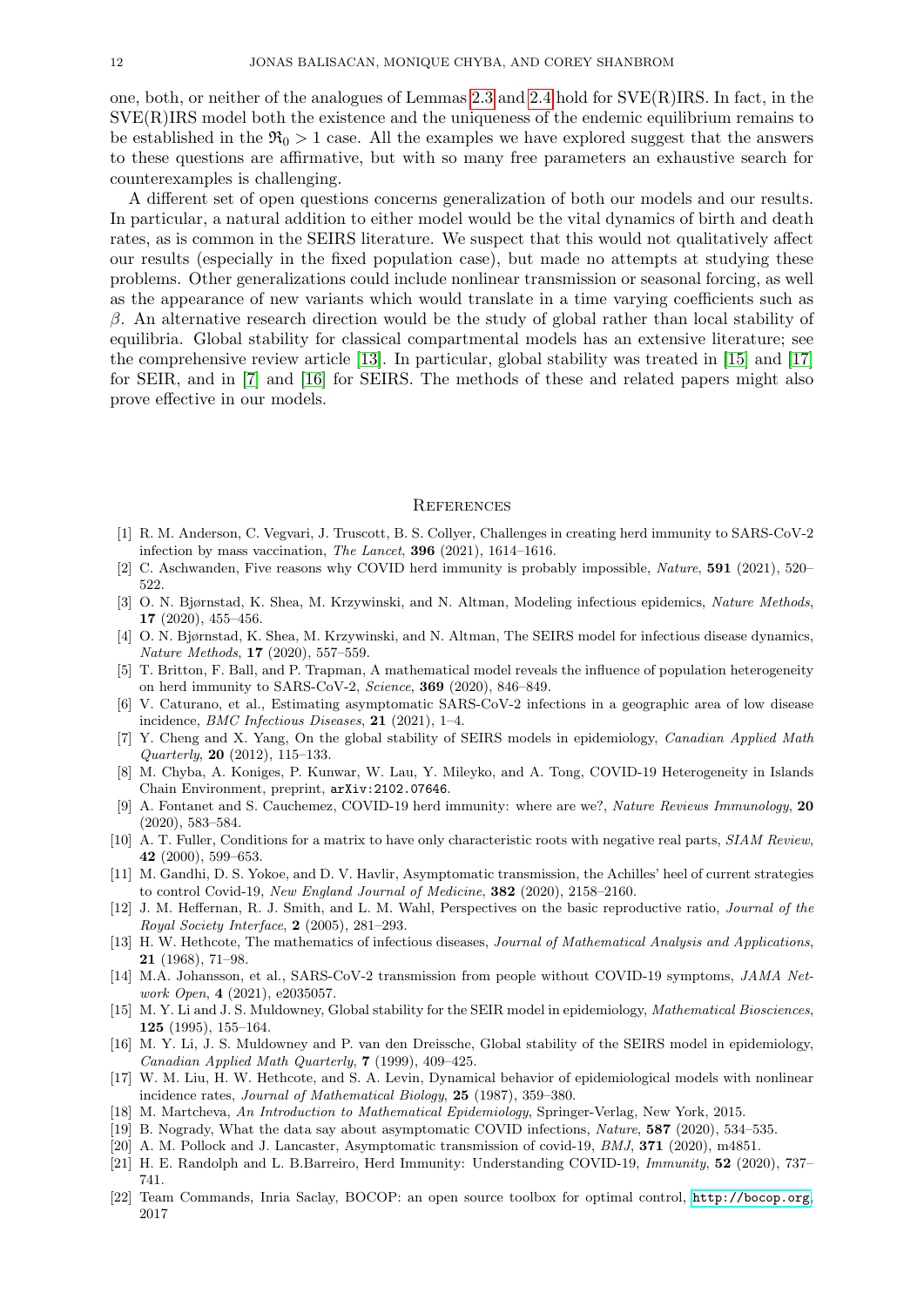one, both, or neither of the analogues of Lemmas 2.3 and 2.4 hold for SVE(R)IRS. In fact, in the SVE(R)IRS model both the existence and the uniqueness of the endemic equilibrium remains to be established in the $\mathfrak{R}_0 > 1$ case. All the examples we have explored suggest that the answers to these questions are affirmative, but with so many free parameters an exhaustive search for counterexamples is challenging.

A different set of open questions concerns generalization of both our models and our results. In particular, a natural addition to either model would be the vital dynamics of birth and death rates, as is common in the SEIRS literature. We suspect that this would not qualitatively affect our results (especially in the fixed population case), but made no attempts at studying these problems. Other generalizations could include nonlinear transmission or seasonal forcing, as well as the appearance of new variants which would translate in a time varying coefficients such as $\beta$. An alternative research direction would be the study of global rather than local stability of equilibria. Global stability for classical compartmental models has an extensive literature; see the comprehensive review article [13]. In particular, global stability was treated in [15] and [17] for SEIR, and in [7] and [16] for SEIRS. The methods of these and related papers might also prove effective in our models.

## References

[1] R. M. Anderson, C. Vegvari, J. Truscott, B. S. Collyer, Challenges in creating herd immunity to SARS-CoV-2 infection by mass vaccination, *The Lancet*, **396** (2021), 1614–1616.

[2] C. Aschwanden, Five reasons why COVID herd immunity is probably impossible, *Nature*, **591** (2021), 520–522.

[3] O. N. Bjørnstad, K. Shea, M. Krzywinski, and N. Altman, Modeling infectious epidemics, *Nature Methods*, **17** (2020), 455–456.

[4] O. N. Bjørnstad, K. Shea, M. Krzywinski, and N. Altman, The SEIRS model for infectious disease dynamics, *Nature Methods*, **17** (2020), 557–559.

[5] T. Britton, F. Ball, and P. Trapman, A mathematical model reveals the influence of population heterogeneity on herd immunity to SARS-CoV-2, *Science*, **369** (2020), 846–849.

[6] V. Caturano, et al., Estimating asymptomatic SARS-CoV-2 infections in a geographic area of low disease incidence, *BMC Infectious Diseases*, **21** (2021), 1–4.

[7] Y. Cheng and X. Yang, On the global stability of SEIRS models in epidemiology, *Canadian Applied Math Quarterly*, **20** (2012), 115–133.

[8] M. Chyba, A. Koniges, P. Kunwar, W. Lau, Y. Mileyko, and A. Tong, COVID-19 Heterogeneity in Islands Chain Environment, preprint, `arXiv:2102.07646`.

[9] A. Fontanet and S. Cauchemez, COVID-19 herd immunity: where are we?, *Nature Reviews Immunology*, **20** (2020), 583–584.

[10] A. T. Fuller, Conditions for a matrix to have only characteristic roots with negative real parts, *SIAM Review*, **42** (2000), 599–653.

[11] M. Gandhi, D. S. Yokoe, and D. V. Havlir, Asymptomatic transmission, the Achilles' heel of current strategies to control Covid-19, *New England Journal of Medicine*, **382** (2020), 2158–2160.

[12] J. M. Heffernan, R. J. Smith, and L. M. Wahl, Perspectives on the basic reproductive ratio, *Journal of the Royal Society Interface*, **2** (2005), 281–293.

[13] H. W. Hethcote, The mathematics of infectious diseases, *Journal of Mathematical Analysis and Applications*, **21** (1968), 71–98.

[14] M.A. Johansson, et al., SARS-CoV-2 transmission from people without COVID-19 symptoms, *JAMA Network Open*, **4** (2021), e2035057.

[15] M. Y. Li and J. S. Muldowney, Global stability for the SEIR model in epidemiology, *Mathematical Biosciences*, **125** (1995), 155–164.

[16] M. Y. Li, J. S. Muldowney and P. van den Dreissche, Global stability of the SEIRS model in epidemiology, *Canadian Applied Math Quarterly*, **7** (1999), 409–425.

[17] W. M. Liu, H. W. Hethcote, and S. A. Levin, Dynamical behavior of epidemiological models with nonlinear incidence rates, *Journal of Mathematical Biology*, **25** (1987), 359–380.

[18] M. Martcheva, *An Introduction to Mathematical Epidemiology*, Springer-Verlag, New York, 2015.

[19] B. Nogrady, What the data say about asymptomatic COVID infections, *Nature*, **587** (2020), 534–535.

[20] A. M. Pollock and J. Lancaster, Asymptomatic transmission of covid-19, *BMJ*, **371** (2020), m4851.

[21] H. E. Randolph and L. B.Barreiro, Herd Immunity: Understanding COVID-19, *Immunity*, **52** (2020), 737–741.

[22] Team Commands, Inria Saclay, BOCOP: an open source toolbox for optimal control, `http://bocop.org`, 2017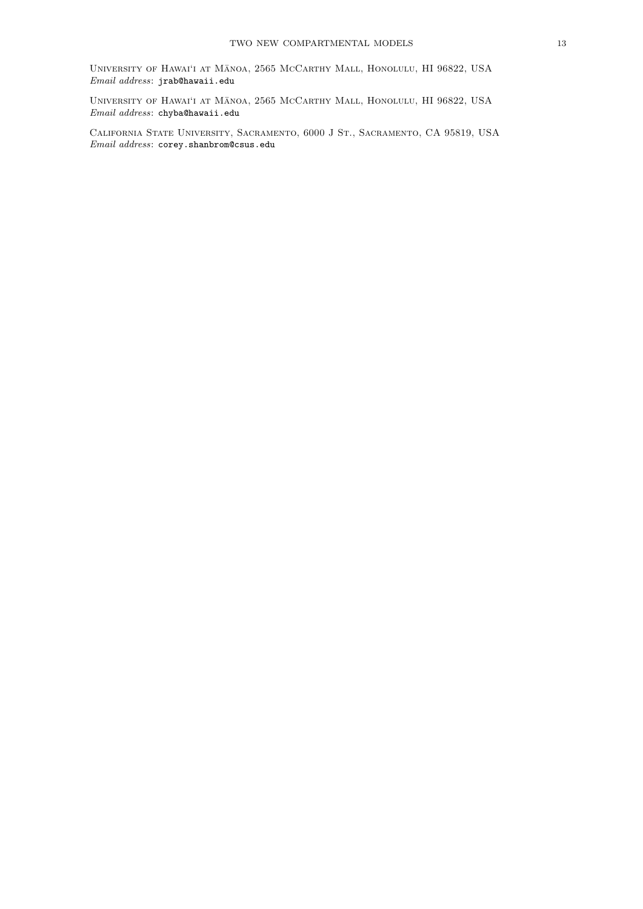University of Hawaiʻi at Mānoa, 2565 McCarthy Mall, Honolulu, HI 96822, USA
*Email address*: `jrab@hawaii.edu`

University of Hawaiʻi at Mānoa, 2565 McCarthy Mall, Honolulu, HI 96822, USA
*Email address*: `chyba@hawaii.edu`

California State University, Sacramento, 6000 J St., Sacramento, CA 95819, USA
*Email address*: `corey.shanbrom@csus.edu`